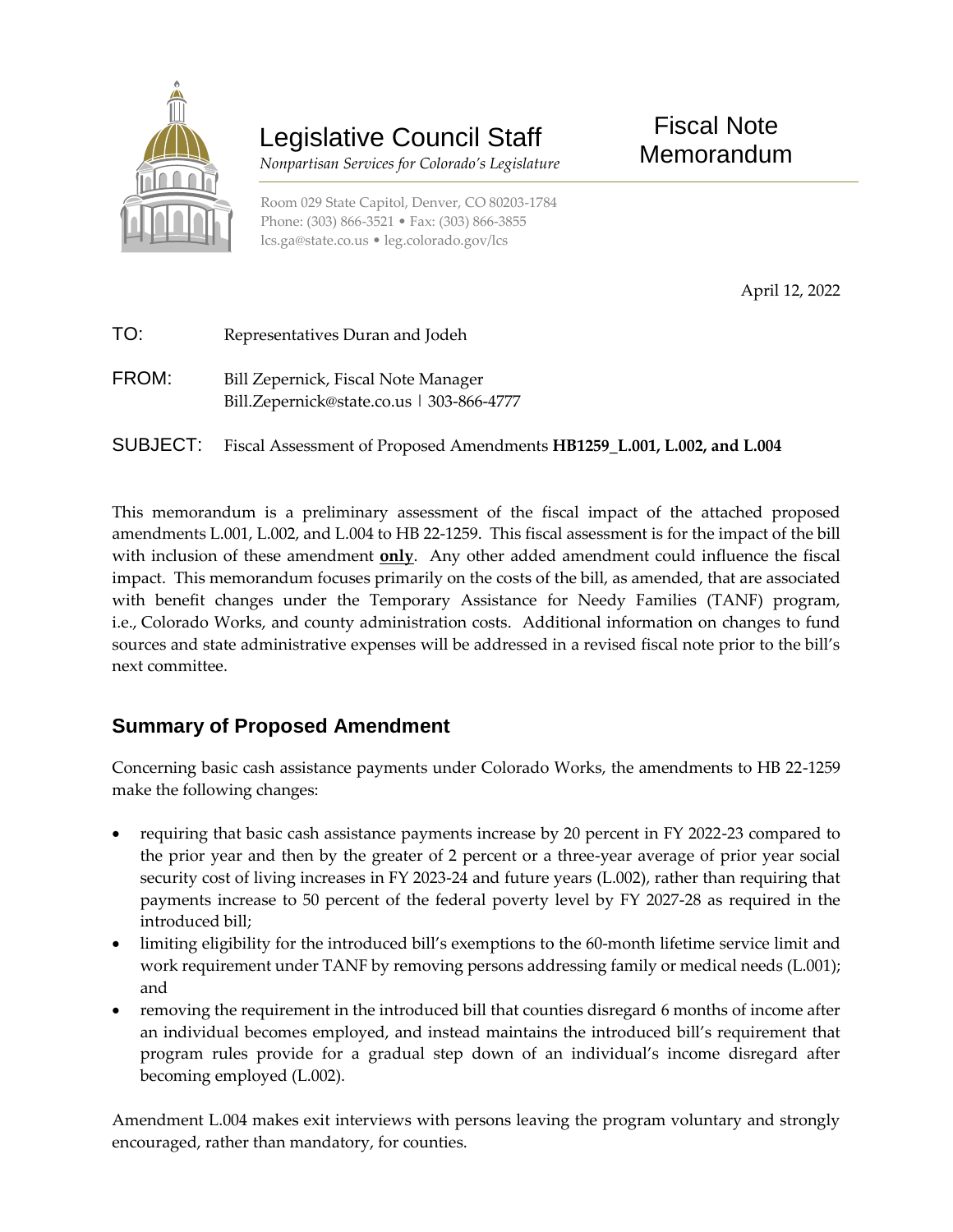Legislative Council Staff

*Nonpartisan Services for Colorado's Legislature*

Room 029 State Capitol, Denver, CO 80203-1784
Phone: (303) 866-3521 • Fax: (303) 866-3855
lcs.ga@state.co.us • leg.colorado.gov/lcs

# Fiscal Note Memorandum

April 12, 2022

TO: Representatives Duran and Jodeh

FROM: Bill Zepernick, Fiscal Note Manager
Bill.Zepernick@state.co.us | 303-866-4777

SUBJECT: Fiscal Assessment of Proposed Amendments **HB1259_L.001, L.002, and L.004**

This memorandum is a preliminary assessment of the fiscal impact of the attached proposed amendments L.001, L.002, and L.004 to HB 22-1259. This fiscal assessment is for the impact of the bill with inclusion of these amendment **only**. Any other added amendment could influence the fiscal impact. This memorandum focuses primarily on the costs of the bill, as amended, that are associated with benefit changes under the Temporary Assistance for Needy Families (TANF) program, i.e., Colorado Works, and county administration costs. Additional information on changes to fund sources and state administrative expenses will be addressed in a revised fiscal note prior to the bill's next committee.

## Summary of Proposed Amendment

Concerning basic cash assistance payments under Colorado Works, the amendments to HB 22-1259 make the following changes:

- requiring that basic cash assistance payments increase by 20 percent in FY 2022-23 compared to the prior year and then by the greater of 2 percent or a three-year average of prior year social security cost of living increases in FY 2023-24 and future years (L.002), rather than requiring that payments increase to 50 percent of the federal poverty level by FY 2027-28 as required in the introduced bill;
- limiting eligibility for the introduced bill's exemptions to the 60-month lifetime service limit and work requirement under TANF by removing persons addressing family or medical needs (L.001); and
- removing the requirement in the introduced bill that counties disregard 6 months of income after an individual becomes employed, and instead maintains the introduced bill's requirement that program rules provide for a gradual step down of an individual's income disregard after becoming employed (L.002).

Amendment L.004 makes exit interviews with persons leaving the program voluntary and strongly encouraged, rather than mandatory, for counties.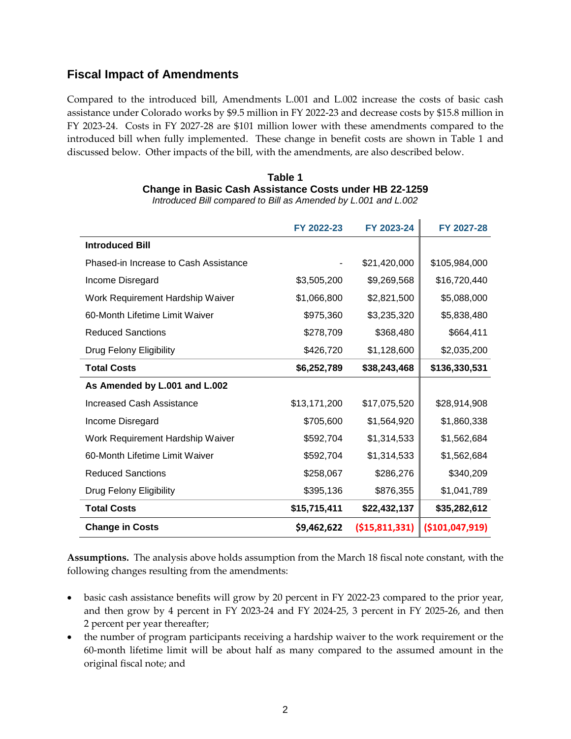## Fiscal Impact of Amendments

Compared to the introduced bill, Amendments L.001 and L.002 increase the costs of basic cash assistance under Colorado works by $9.5 million in FY 2022-23 and decrease costs by $15.8 million in FY 2023-24. Costs in FY 2027-28 are $101 million lower with these amendments compared to the introduced bill when fully implemented. These change in benefit costs are shown in Table 1 and discussed below. Other impacts of the bill, with the amendments, are also described below.

**Table 1**
**Change in Basic Cash Assistance Costs under HB 22-1259**
*Introduced Bill compared to Bill as Amended by L.001 and L.002*

| | FY 2022-23 | FY 2023-24 | FY 2027-28 |
|---|---|---|---|
| **Introduced Bill** | | | |
| Phased-in Increase to Cash Assistance | - | $21,420,000 | $105,984,000 |
| Income Disregard | $3,505,200 | $9,269,568 | $16,720,440 |
| Work Requirement Hardship Waiver | $1,066,800 | $2,821,500 | $5,088,000 |
| 60-Month Lifetime Limit Waiver | $975,360 | $3,235,320 | $5,838,480 |
| Reduced Sanctions | $278,709 | $368,480 | $664,411 |
| Drug Felony Eligibility | $426,720 | $1,128,600 | $2,035,200 |
| **Total Costs** | **$6,252,789** | **$38,243,468** | **$136,330,531** |
| **As Amended by L.001 and L.002** | | | |
| Increased Cash Assistance | $13,171,200 | $17,075,520 | $28,914,908 |
| Income Disregard | $705,600 | $1,564,920 | $1,860,338 |
| Work Requirement Hardship Waiver | $592,704 | $1,314,533 | $1,562,684 |
| 60-Month Lifetime Limit Waiver | $592,704 | $1,314,533 | $1,562,684 |
| Reduced Sanctions | $258,067 | $286,276 | $340,209 |
| Drug Felony Eligibility | $395,136 | $876,355 | $1,041,789 |
| **Total Costs** | **$15,715,411** | **$22,432,137** | **$35,282,612** |
| **Change in Costs** | **$9,462,622** | **($15,811,331)** | **($101,047,919)** |

**Assumptions.** The analysis above holds assumption from the March 18 fiscal note constant, with the following changes resulting from the amendments:

- basic cash assistance benefits will grow by 20 percent in FY 2022-23 compared to the prior year, and then grow by 4 percent in FY 2023-24 and FY 2024-25, 3 percent in FY 2025-26, and then 2 percent per year thereafter;
- the number of program participants receiving a hardship waiver to the work requirement or the 60-month lifetime limit will be about half as many compared to the assumed amount in the original fiscal note; and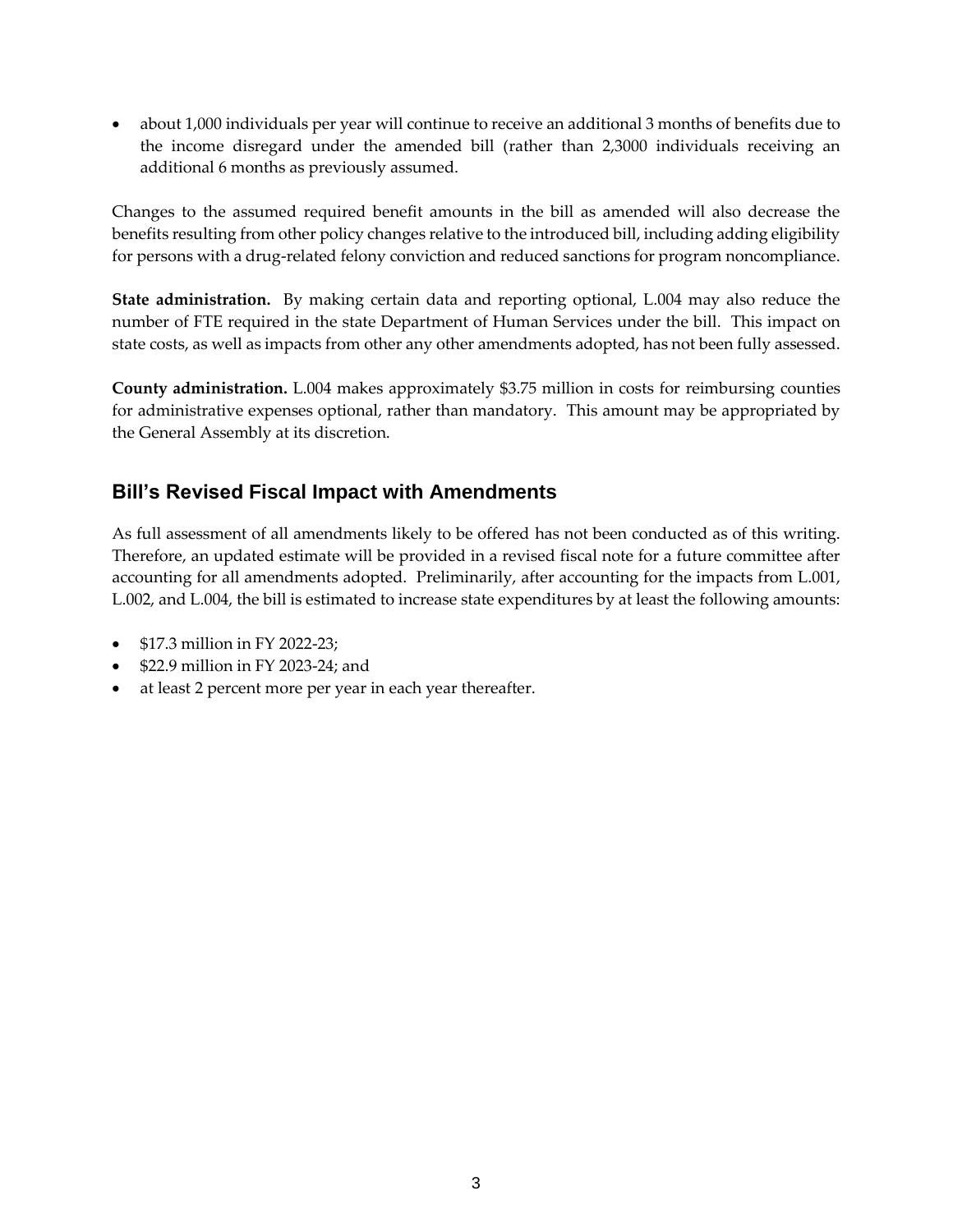- about 1,000 individuals per year will continue to receive an additional 3 months of benefits due to the income disregard under the amended bill (rather than 2,3000 individuals receiving an additional 6 months as previously assumed.

Changes to the assumed required benefit amounts in the bill as amended will also decrease the benefits resulting from other policy changes relative to the introduced bill, including adding eligibility for persons with a drug-related felony conviction and reduced sanctions for program noncompliance.

**State administration.** By making certain data and reporting optional, L.004 may also reduce the number of FTE required in the state Department of Human Services under the bill. This impact on state costs, as well as impacts from other any other amendments adopted, has not been fully assessed.

**County administration.** L.004 makes approximately $3.75 million in costs for reimbursing counties for administrative expenses optional, rather than mandatory. This amount may be appropriated by the General Assembly at its discretion.

## Bill's Revised Fiscal Impact with Amendments

As full assessment of all amendments likely to be offered has not been conducted as of this writing. Therefore, an updated estimate will be provided in a revised fiscal note for a future committee after accounting for all amendments adopted. Preliminarily, after accounting for the impacts from L.001, L.002, and L.004, the bill is estimated to increase state expenditures by at least the following amounts:

- $17.3 million in FY 2022-23;
- $22.9 million in FY 2023-24; and
- at least 2 percent more per year in each year thereafter.